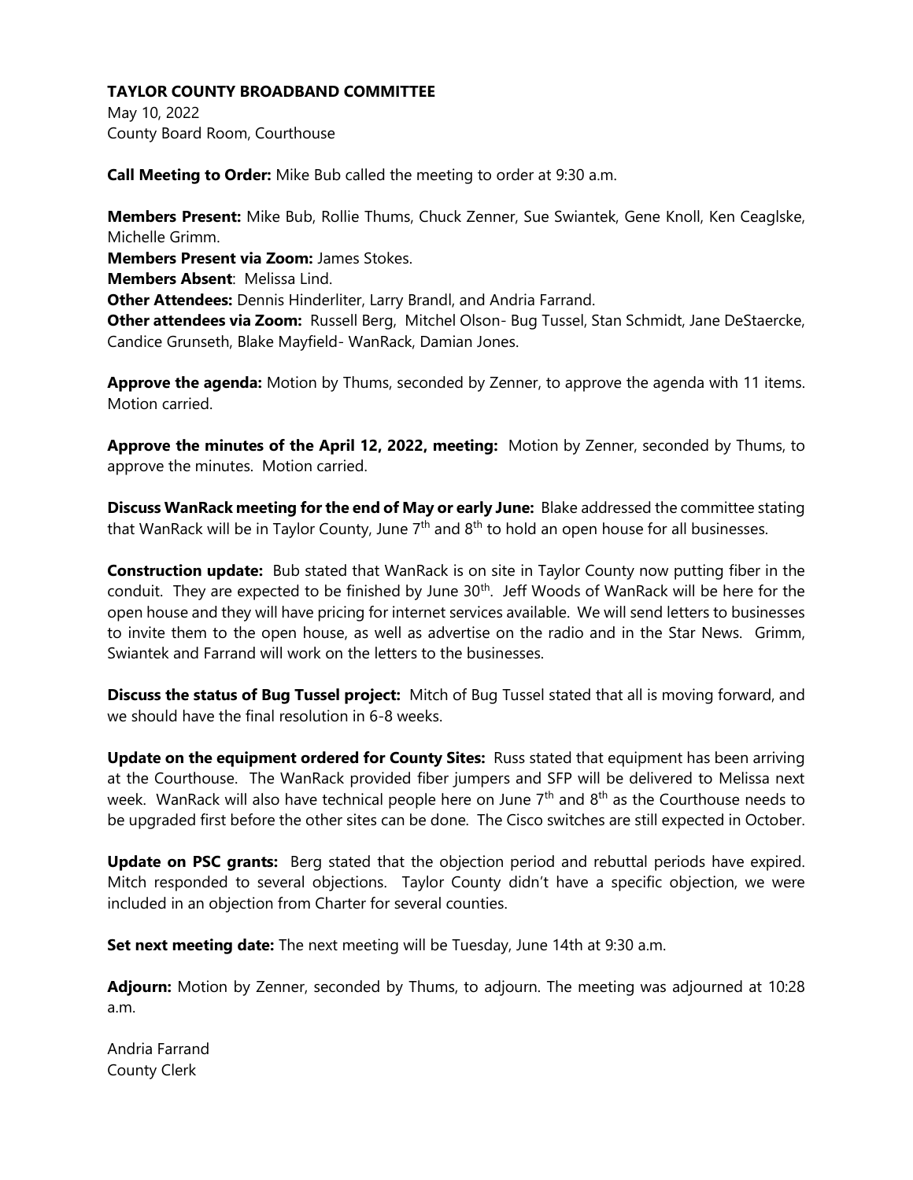**TAYLOR COUNTY BROADBAND COMMITTEE**

May 10, 2022
County Board Room, Courthouse

**Call Meeting to Order:** Mike Bub called the meeting to order at 9:30 a.m.

**Members Present:** Mike Bub, Rollie Thums, Chuck Zenner, Sue Swiantek, Gene Knoll, Ken Ceaglske, Michelle Grimm.
**Members Present via Zoom:** James Stokes.
**Members Absent**: Melissa Lind.
**Other Attendees:** Dennis Hinderliter, Larry Brandl, and Andria Farrand.
**Other attendees via Zoom:** Russell Berg, Mitchel Olson- Bug Tussel, Stan Schmidt, Jane DeStaercke, Candice Grunseth, Blake Mayfield- WanRack, Damian Jones.

**Approve the agenda:** Motion by Thums, seconded by Zenner, to approve the agenda with 11 items. Motion carried.

**Approve the minutes of the April 12, 2022, meeting:** Motion by Zenner, seconded by Thums, to approve the minutes. Motion carried.

**Discuss WanRack meeting for the end of May or early June:** Blake addressed the committee stating that WanRack will be in Taylor County, June 7th and 8th to hold an open house for all businesses.

**Construction update:** Bub stated that WanRack is on site in Taylor County now putting fiber in the conduit. They are expected to be finished by June 30th. Jeff Woods of WanRack will be here for the open house and they will have pricing for internet services available. We will send letters to businesses to invite them to the open house, as well as advertise on the radio and in the Star News. Grimm, Swiantek and Farrand will work on the letters to the businesses.

**Discuss the status of Bug Tussel project:** Mitch of Bug Tussel stated that all is moving forward, and we should have the final resolution in 6-8 weeks.

**Update on the equipment ordered for County Sites:** Russ stated that equipment has been arriving at the Courthouse. The WanRack provided fiber jumpers and SFP will be delivered to Melissa next week. WanRack will also have technical people here on June 7th and 8th as the Courthouse needs to be upgraded first before the other sites can be done. The Cisco switches are still expected in October.

**Update on PSC grants:** Berg stated that the objection period and rebuttal periods have expired. Mitch responded to several objections. Taylor County didn't have a specific objection, we were included in an objection from Charter for several counties.

**Set next meeting date:** The next meeting will be Tuesday, June 14th at 9:30 a.m.

**Adjourn:** Motion by Zenner, seconded by Thums, to adjourn. The meeting was adjourned at 10:28 a.m.

Andria Farrand
County Clerk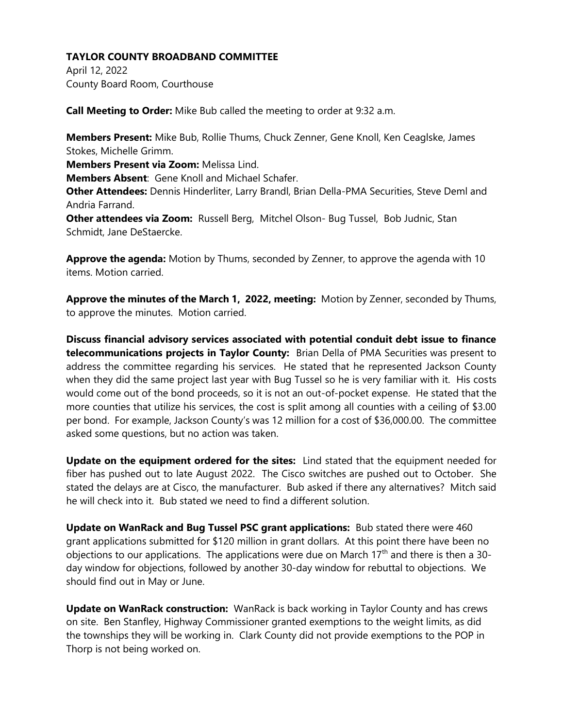**TAYLOR COUNTY BROADBAND COMMITTEE**

April 12, 2022
County Board Room, Courthouse

**Call Meeting to Order:** Mike Bub called the meeting to order at 9:32 a.m.

**Members Present:** Mike Bub, Rollie Thums, Chuck Zenner, Gene Knoll, Ken Ceaglske, James Stokes, Michelle Grimm.
**Members Present via Zoom:** Melissa Lind.
**Members Absent**: Gene Knoll and Michael Schafer.
**Other Attendees:** Dennis Hinderliter, Larry Brandl, Brian Della-PMA Securities, Steve Deml and Andria Farrand.
**Other attendees via Zoom:** Russell Berg, Mitchel Olson- Bug Tussel, Bob Judnic, Stan Schmidt, Jane DeStaercke.

**Approve the agenda:** Motion by Thums, seconded by Zenner, to approve the agenda with 10 items. Motion carried.

**Approve the minutes of the March 1, 2022, meeting:** Motion by Zenner, seconded by Thums, to approve the minutes. Motion carried.

**Discuss financial advisory services associated with potential conduit debt issue to finance telecommunications projects in Taylor County:** Brian Della of PMA Securities was present to address the committee regarding his services. He stated that he represented Jackson County when they did the same project last year with Bug Tussel so he is very familiar with it. His costs would come out of the bond proceeds, so it is not an out-of-pocket expense. He stated that the more counties that utilize his services, the cost is split among all counties with a ceiling of $3.00 per bond. For example, Jackson County's was 12 million for a cost of $36,000.00. The committee asked some questions, but no action was taken.

**Update on the equipment ordered for the sites:** Lind stated that the equipment needed for fiber has pushed out to late August 2022. The Cisco switches are pushed out to October. She stated the delays are at Cisco, the manufacturer. Bub asked if there any alternatives? Mitch said he will check into it. Bub stated we need to find a different solution.

**Update on WanRack and Bug Tussel PSC grant applications:** Bub stated there were 460 grant applications submitted for $120 million in grant dollars. At this point there have been no objections to our applications. The applications were due on March 17th and there is then a 30-day window for objections, followed by another 30-day window for rebuttal to objections. We should find out in May or June.

**Update on WanRack construction:** WanRack is back working in Taylor County and has crews on site. Ben Stanfley, Highway Commissioner granted exemptions to the weight limits, as did the townships they will be working in. Clark County did not provide exemptions to the POP in Thorp is not being worked on.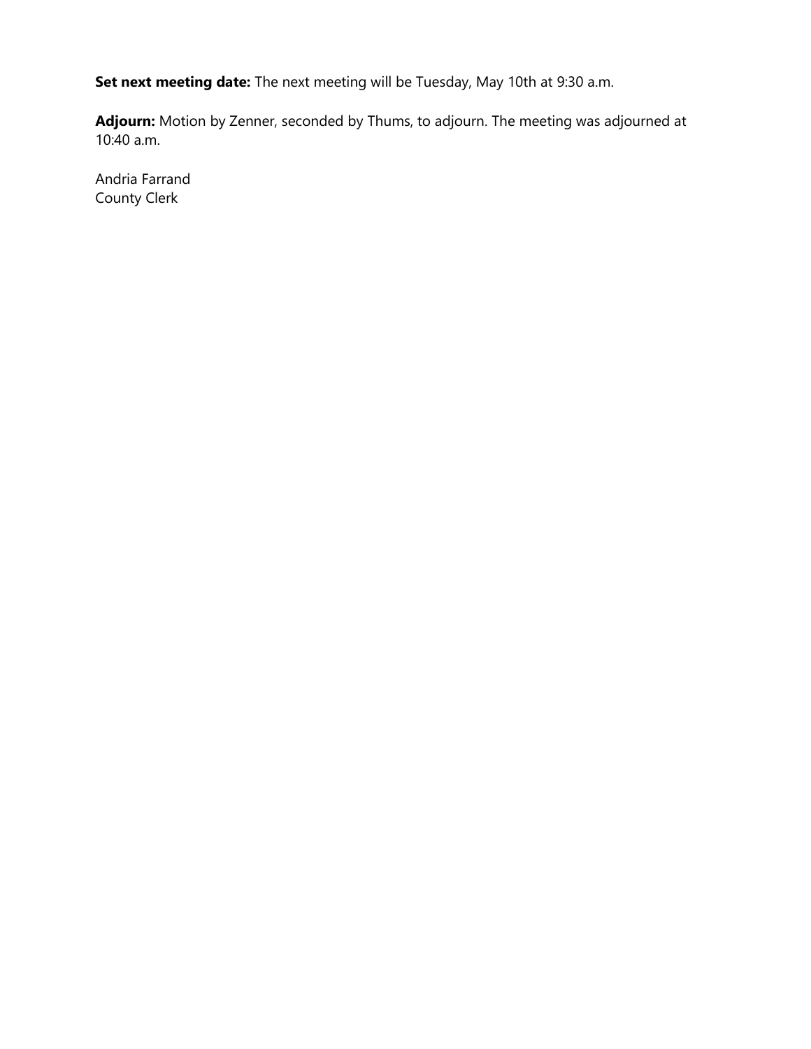**Set next meeting date:** The next meeting will be Tuesday, May 10th at 9:30 a.m.

**Adjourn:** Motion by Zenner, seconded by Thums, to adjourn. The meeting was adjourned at 10:40 a.m.

Andria Farrand
County Clerk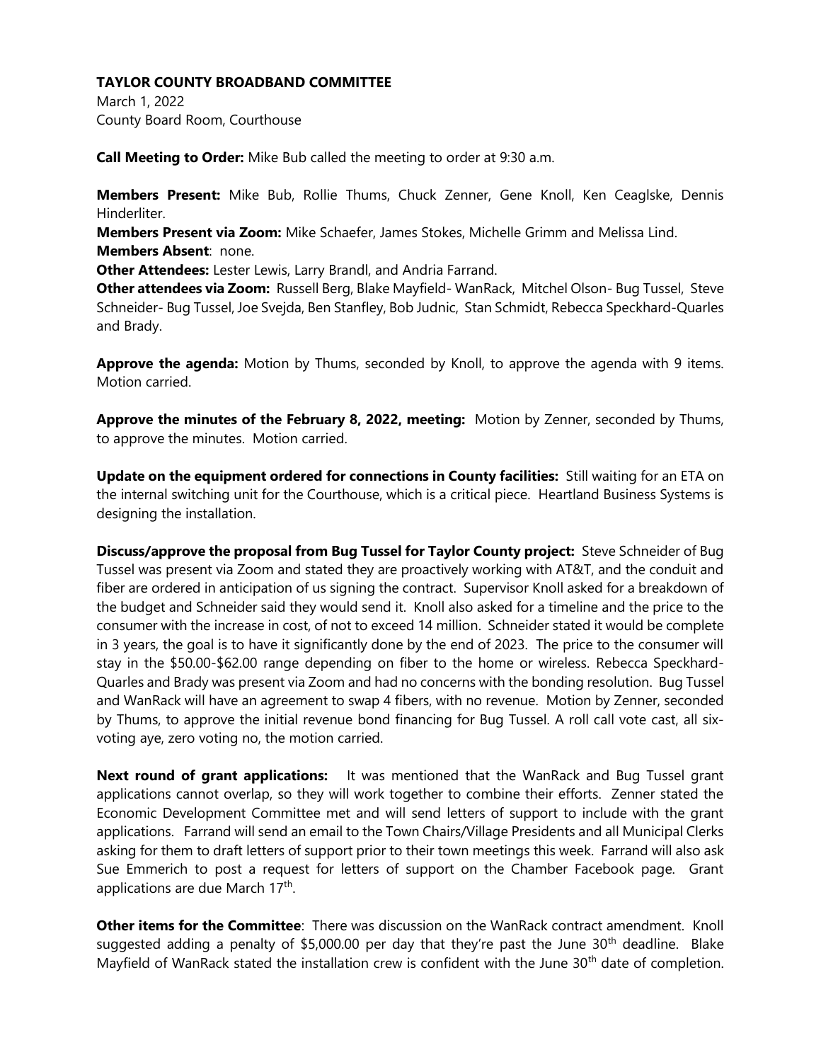**TAYLOR COUNTY BROADBAND COMMITTEE**

March 1, 2022
County Board Room, Courthouse

**Call Meeting to Order:** Mike Bub called the meeting to order at 9:30 a.m.

**Members Present:** Mike Bub, Rollie Thums, Chuck Zenner, Gene Knoll, Ken Ceaglske, Dennis Hinderliter.
**Members Present via Zoom:** Mike Schaefer, James Stokes, Michelle Grimm and Melissa Lind.
**Members Absent**: none.
**Other Attendees:** Lester Lewis, Larry Brandl, and Andria Farrand.
**Other attendees via Zoom:** Russell Berg, Blake Mayfield- WanRack, Mitchel Olson- Bug Tussel, Steve Schneider- Bug Tussel, Joe Svejda, Ben Stanfley, Bob Judnic, Stan Schmidt, Rebecca Speckhard-Quarles and Brady.

**Approve the agenda:** Motion by Thums, seconded by Knoll, to approve the agenda with 9 items. Motion carried.

**Approve the minutes of the February 8, 2022, meeting:** Motion by Zenner, seconded by Thums, to approve the minutes. Motion carried.

**Update on the equipment ordered for connections in County facilities:** Still waiting for an ETA on the internal switching unit for the Courthouse, which is a critical piece. Heartland Business Systems is designing the installation.

**Discuss/approve the proposal from Bug Tussel for Taylor County project:** Steve Schneider of Bug Tussel was present via Zoom and stated they are proactively working with AT&T, and the conduit and fiber are ordered in anticipation of us signing the contract. Supervisor Knoll asked for a breakdown of the budget and Schneider said they would send it. Knoll also asked for a timeline and the price to the consumer with the increase in cost, of not to exceed 14 million. Schneider stated it would be complete in 3 years, the goal is to have it significantly done by the end of 2023. The price to the consumer will stay in the $50.00-$62.00 range depending on fiber to the home or wireless. Rebecca Speckhard-Quarles and Brady was present via Zoom and had no concerns with the bonding resolution. Bug Tussel and WanRack will have an agreement to swap 4 fibers, with no revenue. Motion by Zenner, seconded by Thums, to approve the initial revenue bond financing for Bug Tussel. A roll call vote cast, all six-voting aye, zero voting no, the motion carried.

**Next round of grant applications:** It was mentioned that the WanRack and Bug Tussel grant applications cannot overlap, so they will work together to combine their efforts. Zenner stated the Economic Development Committee met and will send letters of support to include with the grant applications. Farrand will send an email to the Town Chairs/Village Presidents and all Municipal Clerks asking for them to draft letters of support prior to their town meetings this week. Farrand will also ask Sue Emmerich to post a request for letters of support on the Chamber Facebook page. Grant applications are due March 17th.

**Other items for the Committee**: There was discussion on the WanRack contract amendment. Knoll suggested adding a penalty of $5,000.00 per day that they're past the June 30th deadline. Blake Mayfield of WanRack stated the installation crew is confident with the June 30th date of completion.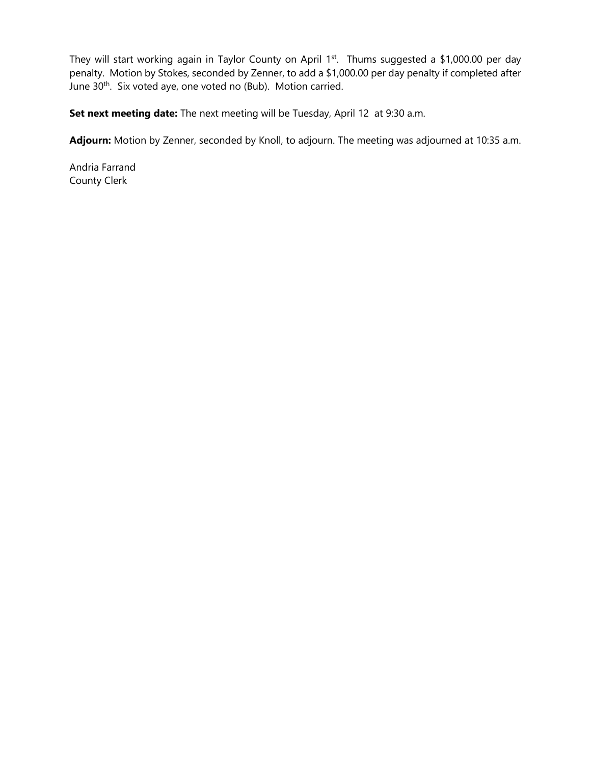They will start working again in Taylor County on April 1st. Thums suggested a $1,000.00 per day penalty. Motion by Stokes, seconded by Zenner, to add a $1,000.00 per day penalty if completed after June 30th. Six voted aye, one voted no (Bub). Motion carried.

**Set next meeting date:** The next meeting will be Tuesday, April 12 at 9:30 a.m.

**Adjourn:** Motion by Zenner, seconded by Knoll, to adjourn. The meeting was adjourned at 10:35 a.m.

Andria Farrand
County Clerk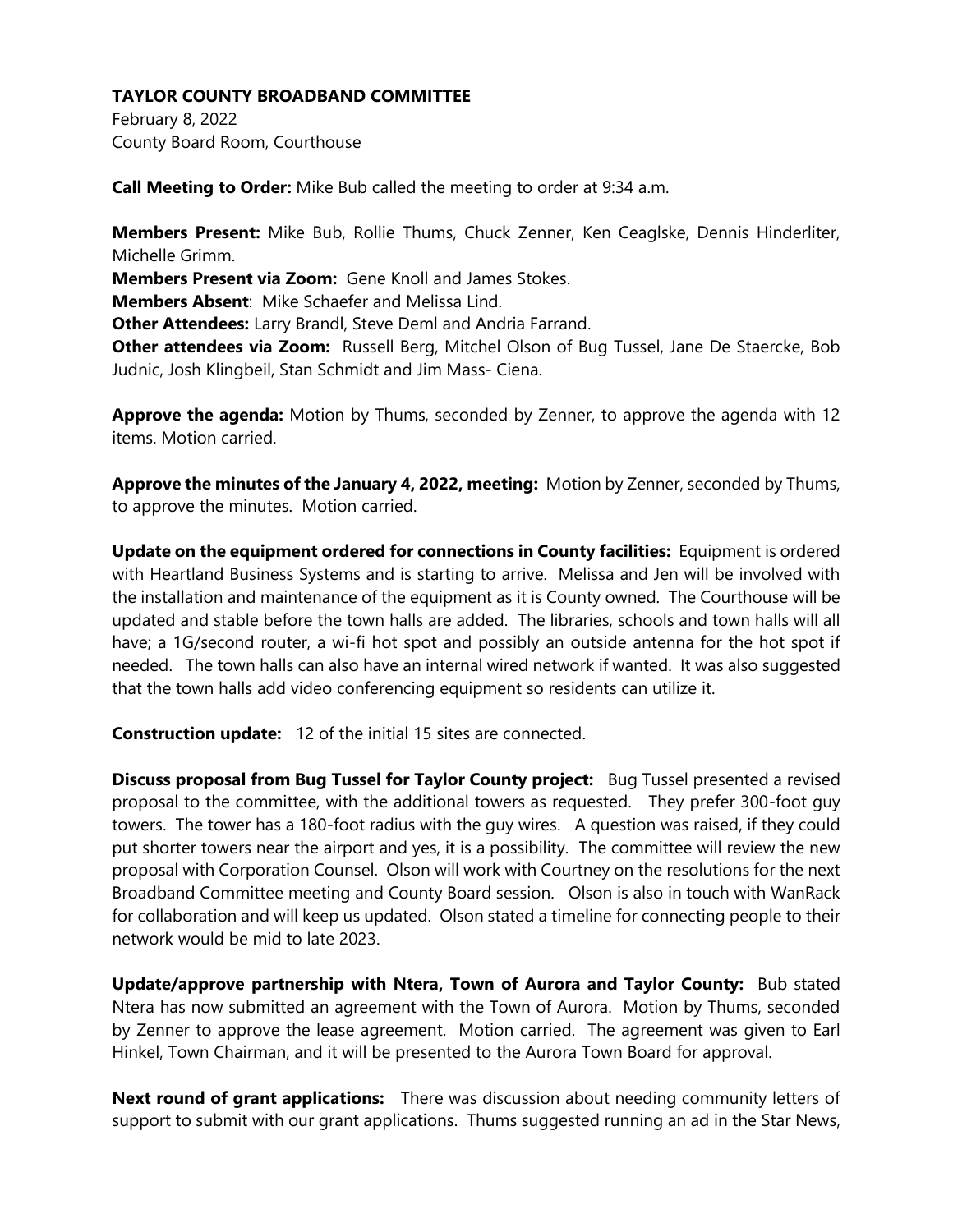**TAYLOR COUNTY BROADBAND COMMITTEE**
February 8, 2022
County Board Room, Courthouse

**Call Meeting to Order:** Mike Bub called the meeting to order at 9:34 a.m.

**Members Present:** Mike Bub, Rollie Thums, Chuck Zenner, Ken Ceaglske, Dennis Hinderliter, Michelle Grimm.
**Members Present via Zoom:** Gene Knoll and James Stokes.
**Members Absent**: Mike Schaefer and Melissa Lind.
**Other Attendees:** Larry Brandl, Steve Deml and Andria Farrand.
**Other attendees via Zoom:** Russell Berg, Mitchel Olson of Bug Tussel, Jane De Staercke, Bob Judnic, Josh Klingbeil, Stan Schmidt and Jim Mass- Ciena.

**Approve the agenda:** Motion by Thums, seconded by Zenner, to approve the agenda with 12 items. Motion carried.

**Approve the minutes of the January 4, 2022, meeting:** Motion by Zenner, seconded by Thums, to approve the minutes. Motion carried.

**Update on the equipment ordered for connections in County facilities:** Equipment is ordered with Heartland Business Systems and is starting to arrive. Melissa and Jen will be involved with the installation and maintenance of the equipment as it is County owned. The Courthouse will be updated and stable before the town halls are added. The libraries, schools and town halls will all have; a 1G/second router, a wi-fi hot spot and possibly an outside antenna for the hot spot if needed. The town halls can also have an internal wired network if wanted. It was also suggested that the town halls add video conferencing equipment so residents can utilize it.

**Construction update:** 12 of the initial 15 sites are connected.

**Discuss proposal from Bug Tussel for Taylor County project:** Bug Tussel presented a revised proposal to the committee, with the additional towers as requested. They prefer 300-foot guy towers. The tower has a 180-foot radius with the guy wires. A question was raised, if they could put shorter towers near the airport and yes, it is a possibility. The committee will review the new proposal with Corporation Counsel. Olson will work with Courtney on the resolutions for the next Broadband Committee meeting and County Board session. Olson is also in touch with WanRack for collaboration and will keep us updated. Olson stated a timeline for connecting people to their network would be mid to late 2023.

**Update/approve partnership with Ntera, Town of Aurora and Taylor County:** Bub stated Ntera has now submitted an agreement with the Town of Aurora. Motion by Thums, seconded by Zenner to approve the lease agreement. Motion carried. The agreement was given to Earl Hinkel, Town Chairman, and it will be presented to the Aurora Town Board for approval.

**Next round of grant applications:** There was discussion about needing community letters of support to submit with our grant applications. Thums suggested running an ad in the Star News,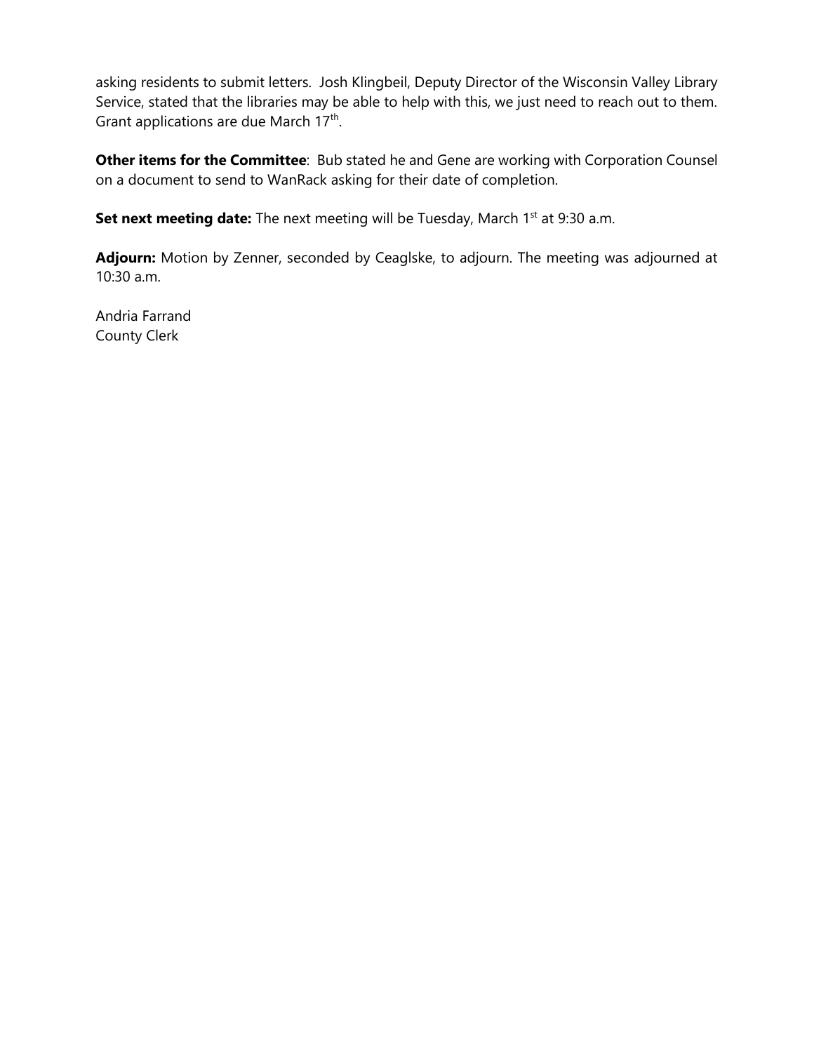asking residents to submit letters. Josh Klingbeil, Deputy Director of the Wisconsin Valley Library Service, stated that the libraries may be able to help with this, we just need to reach out to them. Grant applications are due March 17th.

**Other items for the Committee**: Bub stated he and Gene are working with Corporation Counsel on a document to send to WanRack asking for their date of completion.

**Set next meeting date:** The next meeting will be Tuesday, March 1st at 9:30 a.m.

**Adjourn:** Motion by Zenner, seconded by Ceaglske, to adjourn. The meeting was adjourned at 10:30 a.m.

Andria Farrand
County Clerk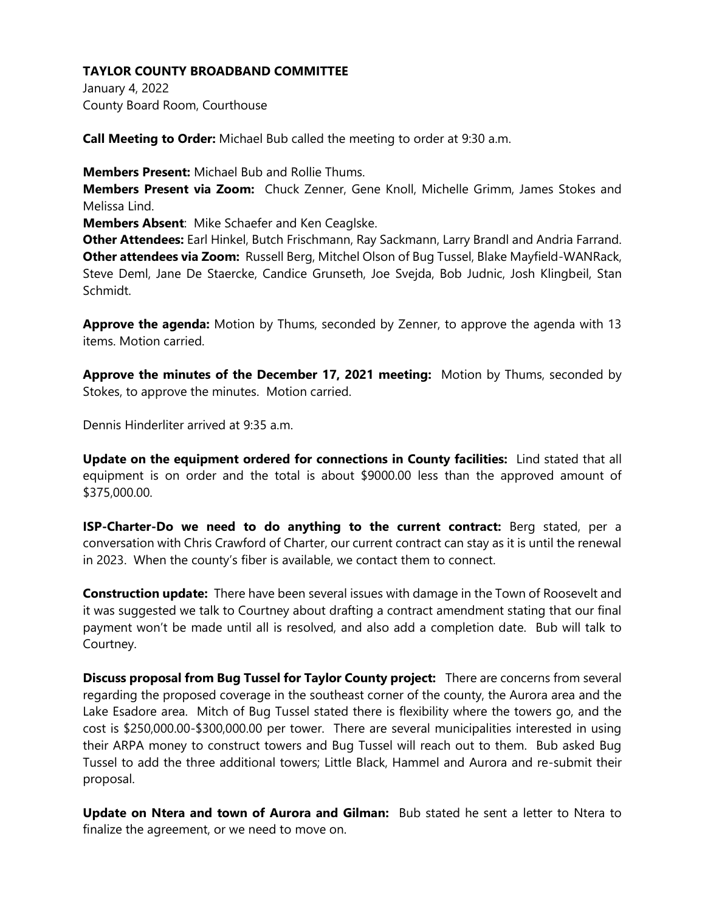**TAYLOR COUNTY BROADBAND COMMITTEE**

January 4, 2022
County Board Room, Courthouse

**Call Meeting to Order:** Michael Bub called the meeting to order at 9:30 a.m.

**Members Present:** Michael Bub and Rollie Thums.
**Members Present via Zoom:** Chuck Zenner, Gene Knoll, Michelle Grimm, James Stokes and Melissa Lind.
**Members Absent**: Mike Schaefer and Ken Ceaglske.
**Other Attendees:** Earl Hinkel, Butch Frischmann, Ray Sackmann, Larry Brandl and Andria Farrand.
**Other attendees via Zoom:** Russell Berg, Mitchel Olson of Bug Tussel, Blake Mayfield-WANRack, Steve Deml, Jane De Staercke, Candice Grunseth, Joe Svejda, Bob Judnic, Josh Klingbeil, Stan Schmidt.

**Approve the agenda:** Motion by Thums, seconded by Zenner, to approve the agenda with 13 items. Motion carried.

**Approve the minutes of the December 17, 2021 meeting:** Motion by Thums, seconded by Stokes, to approve the minutes. Motion carried.

Dennis Hinderliter arrived at 9:35 a.m.

**Update on the equipment ordered for connections in County facilities:** Lind stated that all equipment is on order and the total is about $9000.00 less than the approved amount of $375,000.00.

**ISP-Charter-Do we need to do anything to the current contract:** Berg stated, per a conversation with Chris Crawford of Charter, our current contract can stay as it is until the renewal in 2023. When the county's fiber is available, we contact them to connect.

**Construction update:** There have been several issues with damage in the Town of Roosevelt and it was suggested we talk to Courtney about drafting a contract amendment stating that our final payment won't be made until all is resolved, and also add a completion date. Bub will talk to Courtney.

**Discuss proposal from Bug Tussel for Taylor County project:** There are concerns from several regarding the proposed coverage in the southeast corner of the county, the Aurora area and the Lake Esadore area. Mitch of Bug Tussel stated there is flexibility where the towers go, and the cost is $250,000.00-$300,000.00 per tower. There are several municipalities interested in using their ARPA money to construct towers and Bug Tussel will reach out to them. Bub asked Bug Tussel to add the three additional towers; Little Black, Hammel and Aurora and re-submit their proposal.

**Update on Ntera and town of Aurora and Gilman:** Bub stated he sent a letter to Ntera to finalize the agreement, or we need to move on.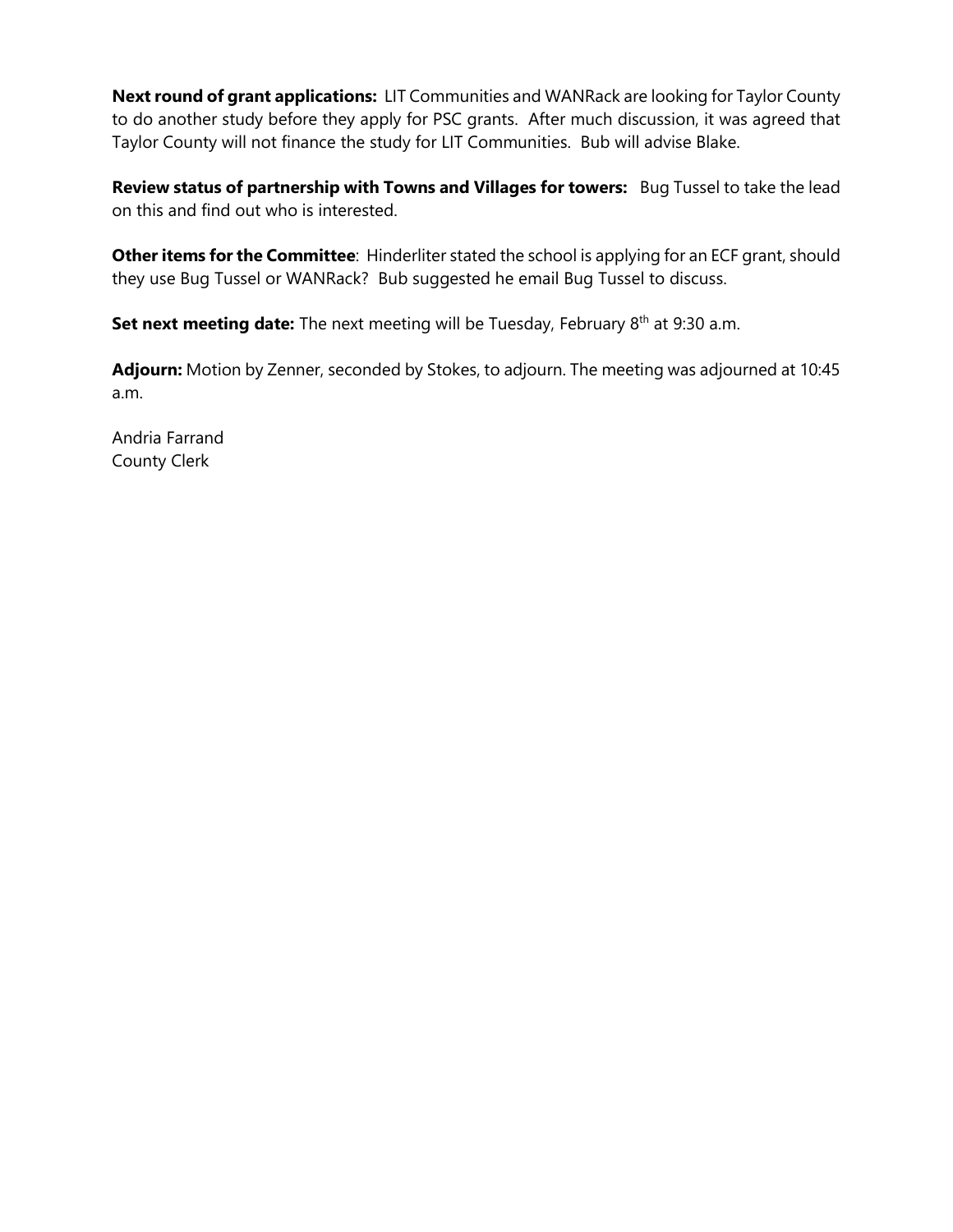**Next round of grant applications:** LIT Communities and WANRack are looking for Taylor County to do another study before they apply for PSC grants. After much discussion, it was agreed that Taylor County will not finance the study for LIT Communities. Bub will advise Blake.

**Review status of partnership with Towns and Villages for towers:** Bug Tussel to take the lead on this and find out who is interested.

**Other items for the Committee**: Hinderliter stated the school is applying for an ECF grant, should they use Bug Tussel or WANRack? Bub suggested he email Bug Tussel to discuss.

**Set next meeting date:** The next meeting will be Tuesday, February 8th at 9:30 a.m.

**Adjourn:** Motion by Zenner, seconded by Stokes, to adjourn. The meeting was adjourned at 10:45 a.m.

Andria Farrand
County Clerk